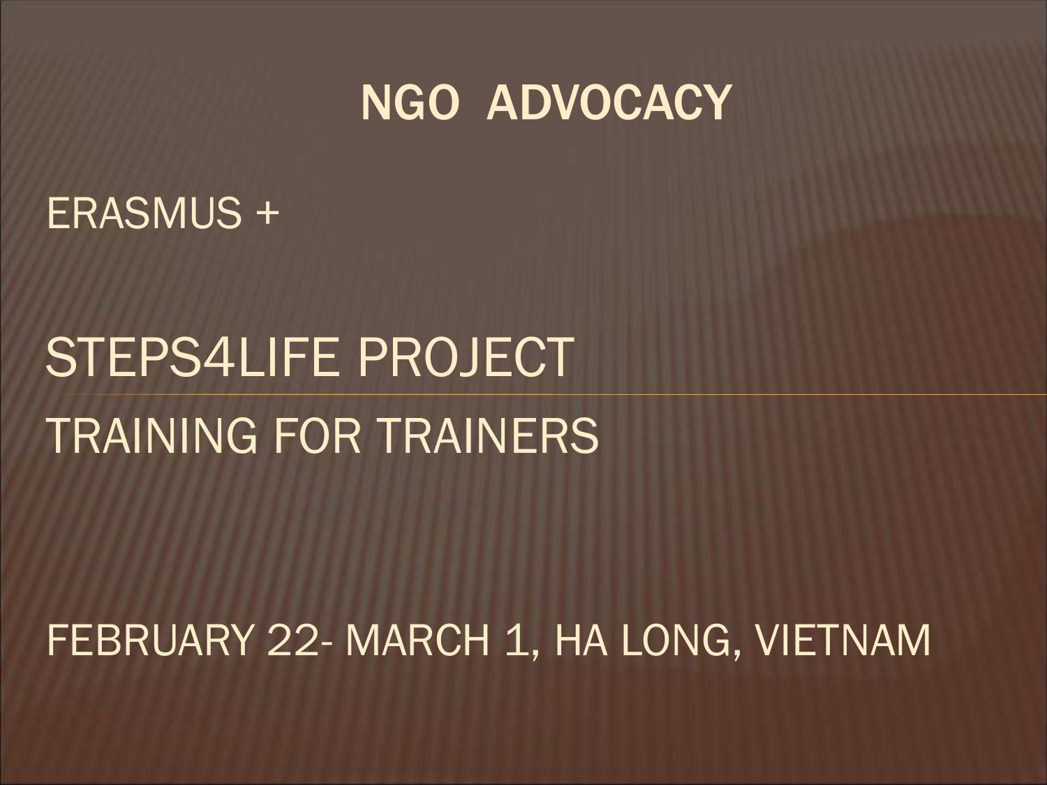# NGO ADVOCACY

ERASMUS +

STEPS4LIFE PROJECT

TRAINING FOR TRAINERS

FEBRUARY 22- MARCH 1, HA LONG, VIETNAM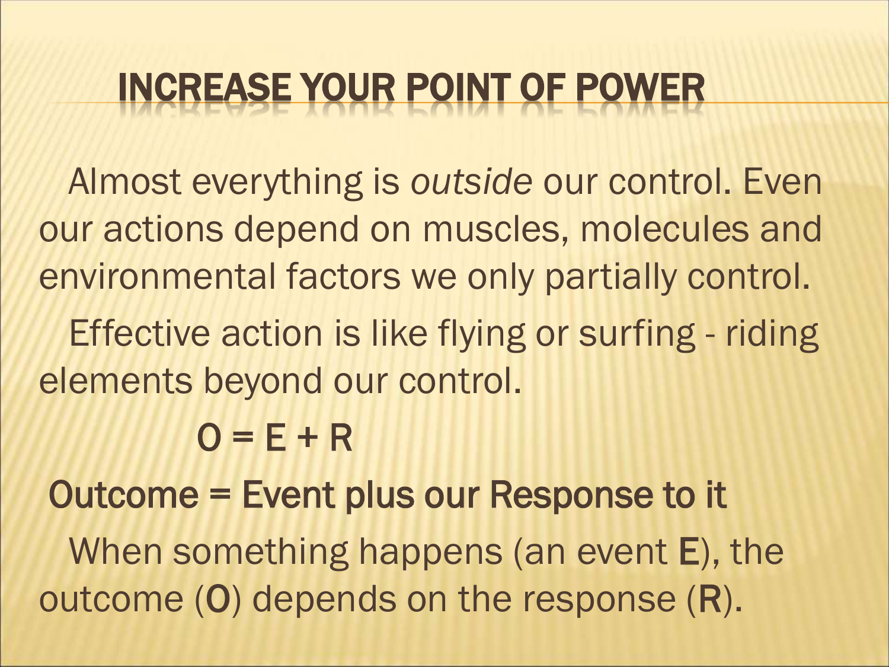# INCREASE YOUR POINT OF POWER

Almost everything is *outside* our control. Even our actions depend on muscles, molecules and environmental factors we only partially control.

Effective action is like flying or surfing - riding elements beyond our control.

$$O = E + R$$

**Outcome = Event plus our Response to it**

When something happens (an event E), the outcome (O) depends on the response (R).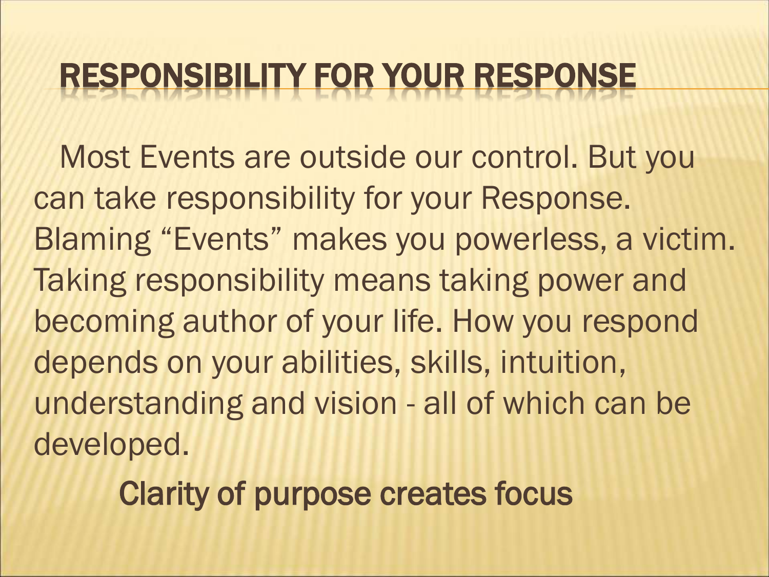# RESPONSIBILITY FOR YOUR RESPONSE

Most Events are outside our control. But you can take responsibility for your Response. Blaming “Events” makes you powerless, a victim. Taking responsibility means taking power and becoming author of your life. How you respond depends on your abilities, skills, intuition, understanding and vision - all of which can be developed.

Clarity of purpose creates focus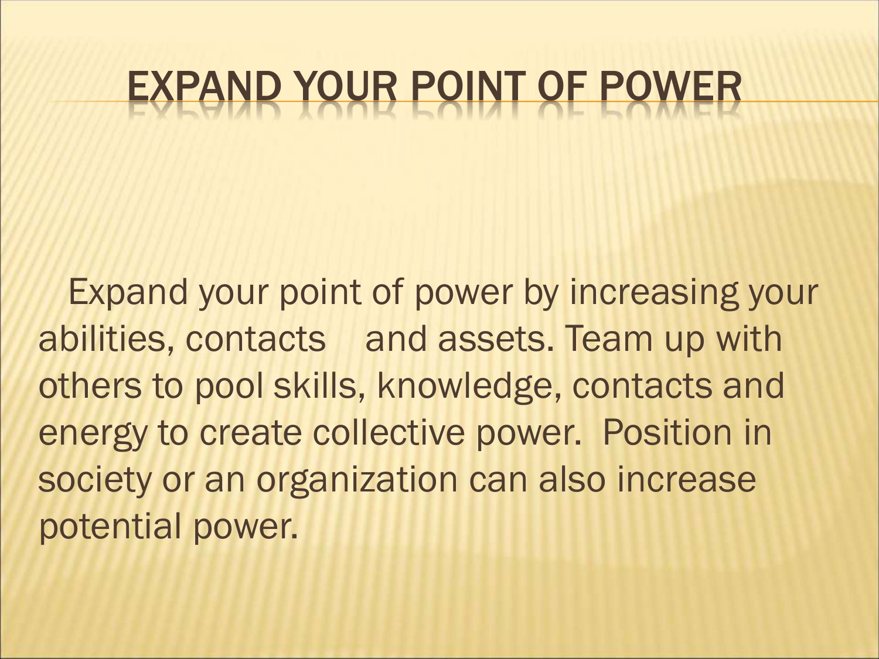# EXPAND YOUR POINT OF POWER

Expand your point of power by increasing your abilities, contacts and assets. Team up with others to pool skills, knowledge, contacts and energy to create collective power. Position in society or an organization can also increase potential power.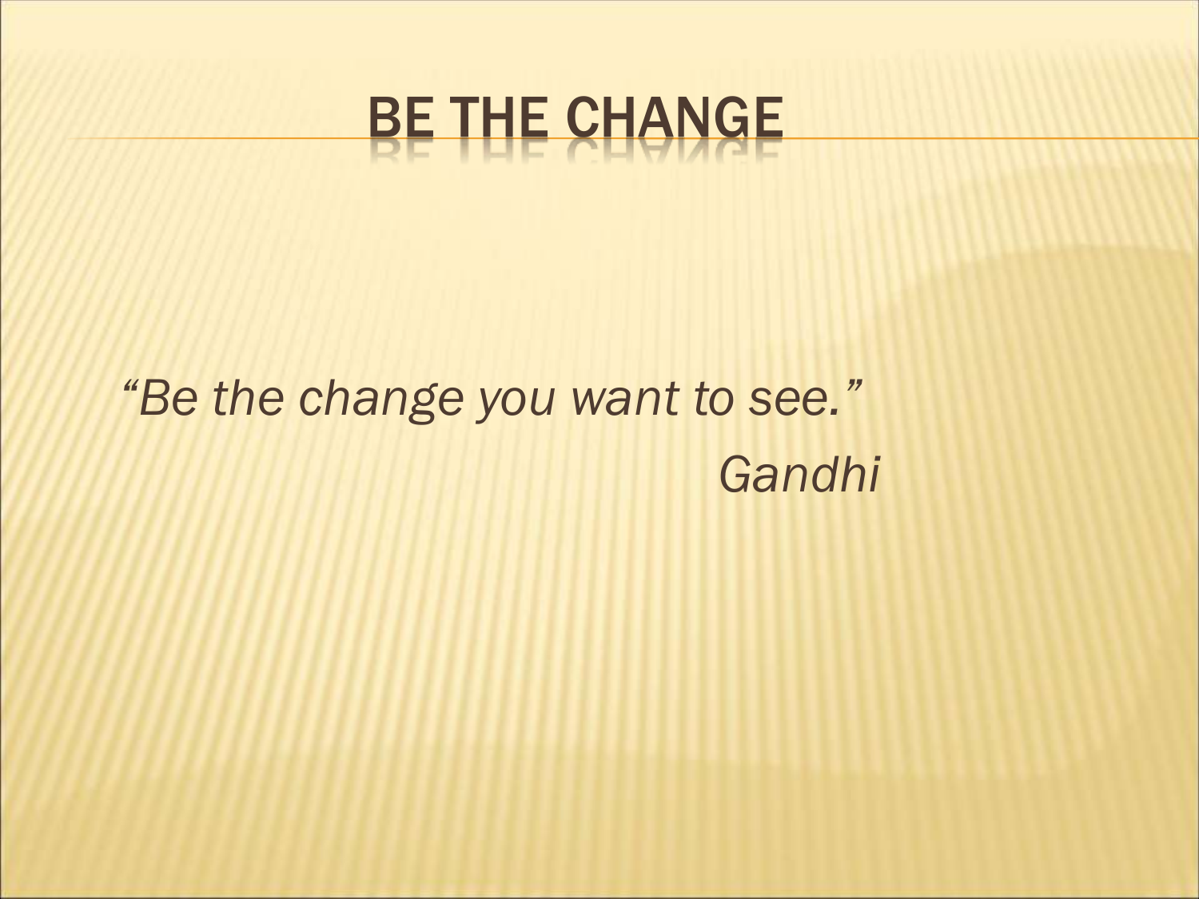# BE THE CHANGE

*"Be the change you want to see."*

*Gandhi*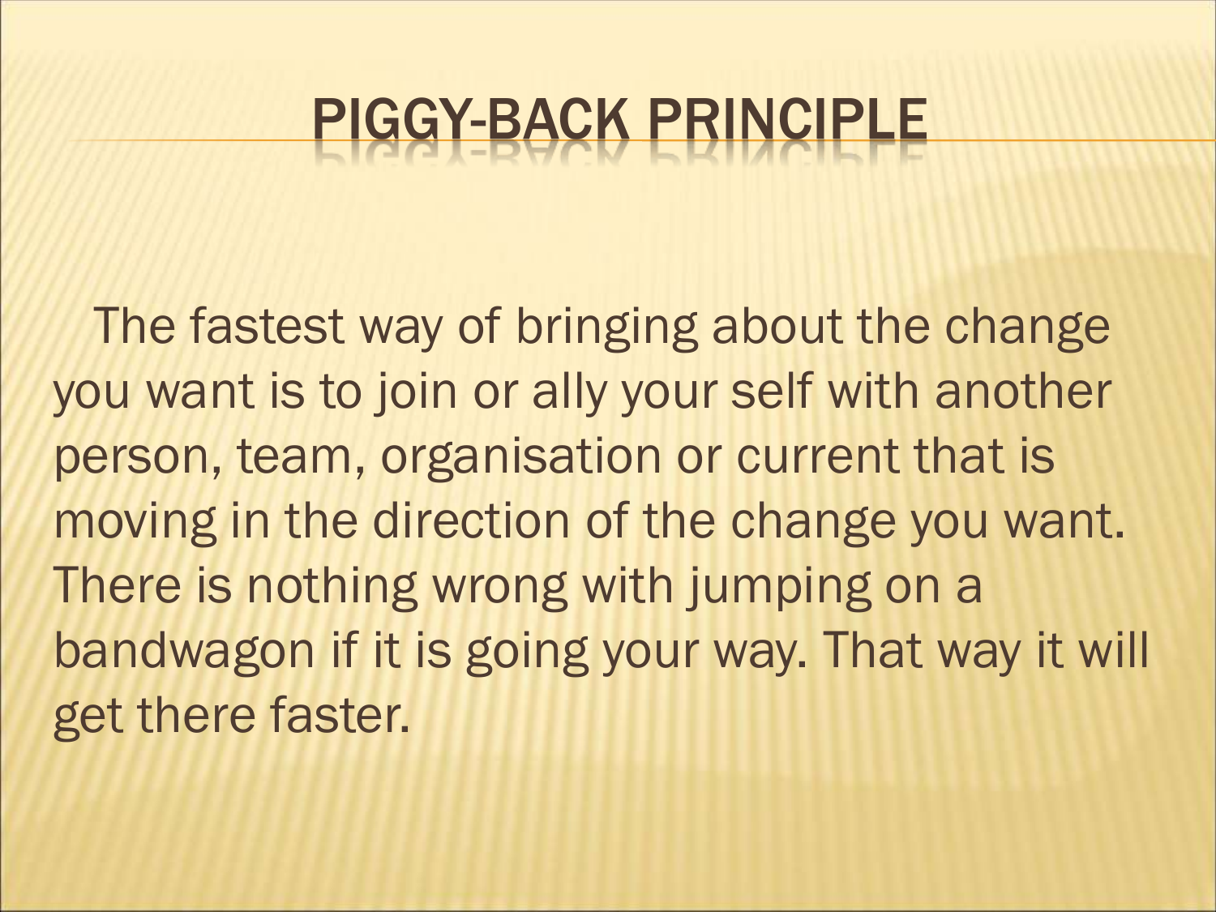# PIGGY-BACK PRINCIPLE

The fastest way of bringing about the change you want is to join or ally your self with another person, team, organisation or current that is moving in the direction of the change you want. There is nothing wrong with jumping on a bandwagon if it is going your way. That way it will get there faster.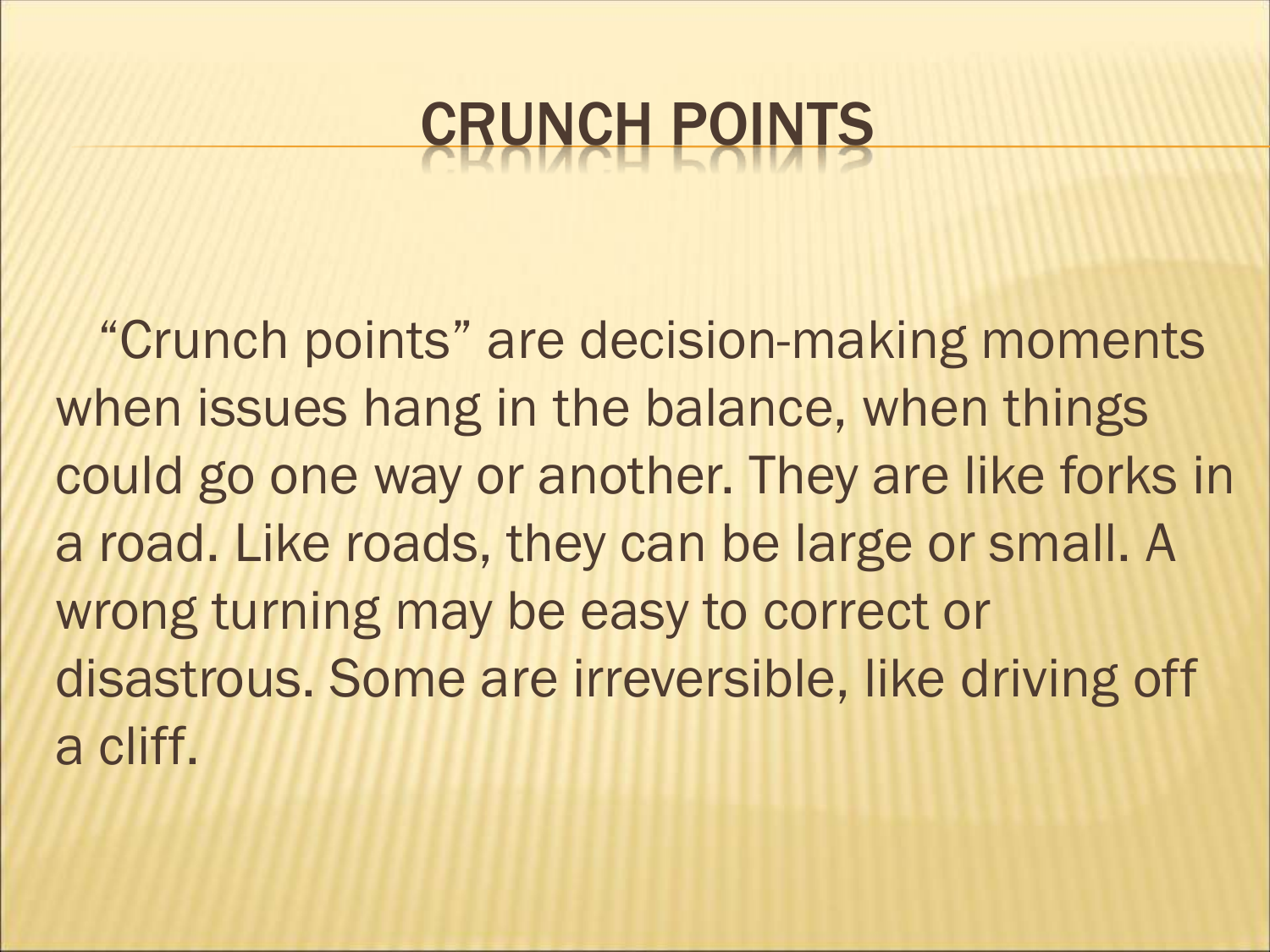# CRUNCH POINTS

"Crunch points" are decision-making moments when issues hang in the balance, when things could go one way or another. They are like forks in a road. Like roads, they can be large or small. A wrong turning may be easy to correct or disastrous. Some are irreversible, like driving off a cliff.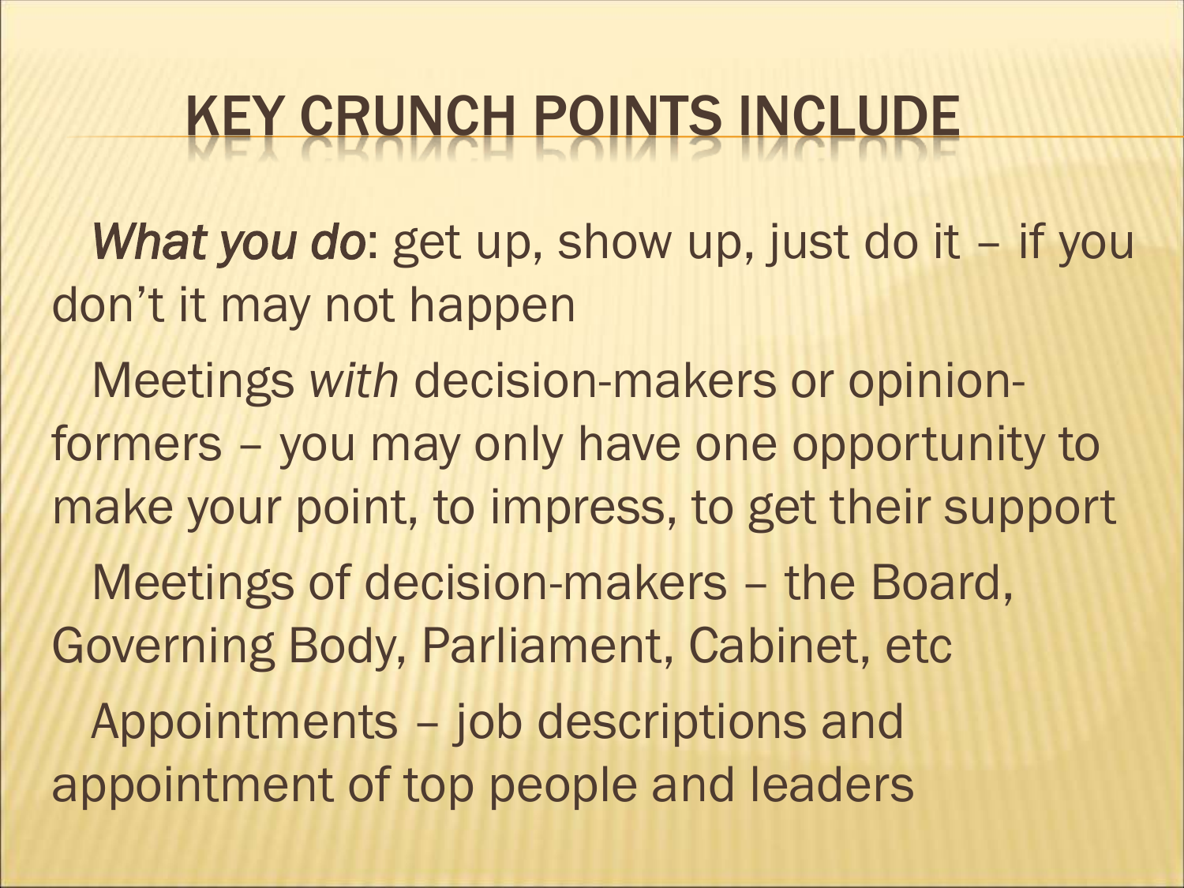# KEY CRUNCH POINTS INCLUDE

*What you do*: get up, show up, just do it – if you don't it may not happen

Meetings *with* decision-makers or opinion-formers – you may only have one opportunity to make your point, to impress, to get their support

Meetings of decision-makers – the Board, Governing Body, Parliament, Cabinet, etc

Appointments – job descriptions and appointment of top people and leaders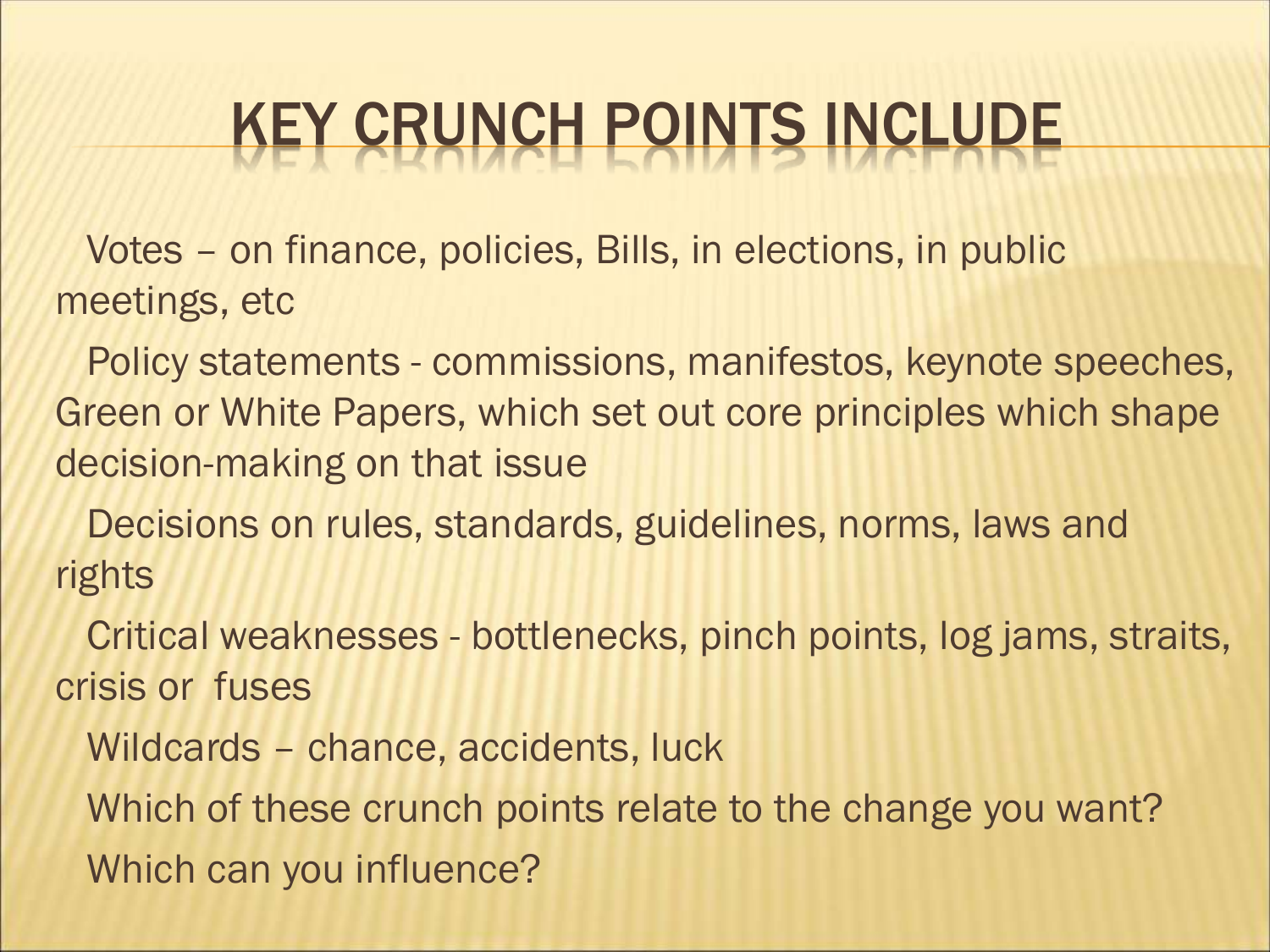# KEY CRUNCH POINTS INCLUDE

- Votes – on finance, policies, Bills, in elections, in public meetings, etc
- Policy statements - commissions, manifestos, keynote speeches, Green or White Papers, which set out core principles which shape decision-making on that issue
- Decisions on rules, standards, guidelines, norms, laws and rights
- Critical weaknesses - bottlenecks, pinch points, log jams, straits, crisis or fuses
- Wildcards – chance, accidents, luck
- Which of these crunch points relate to the change you want?
- Which can you influence?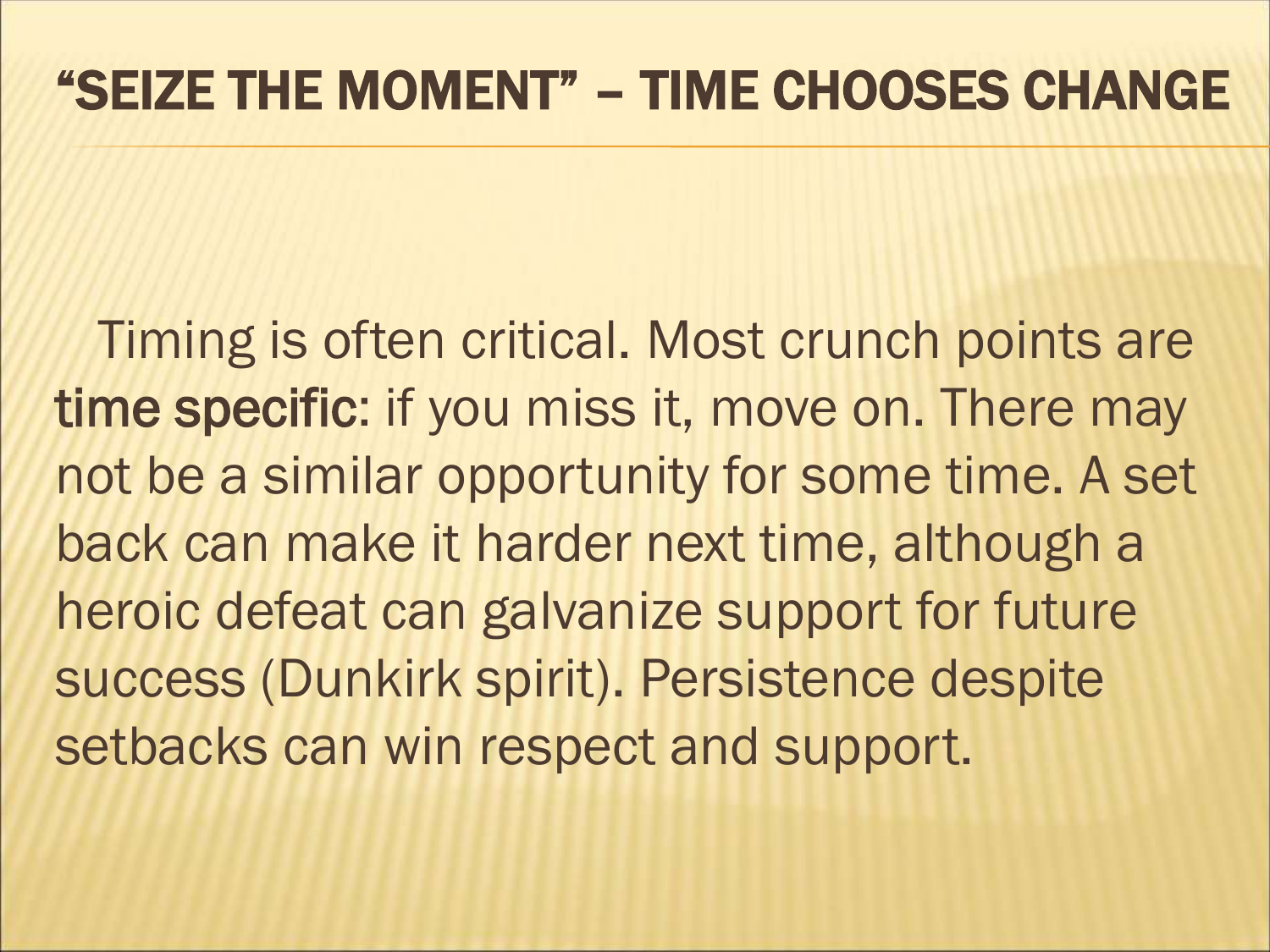# "SEIZE THE MOMENT" – TIME CHOOSES CHANGE

Timing is often critical. Most crunch points are **time specific**: if you miss it, move on. There may not be a similar opportunity for some time. A set back can make it harder next time, although a heroic defeat can galvanize support for future success (Dunkirk spirit). Persistence despite setbacks can win respect and support.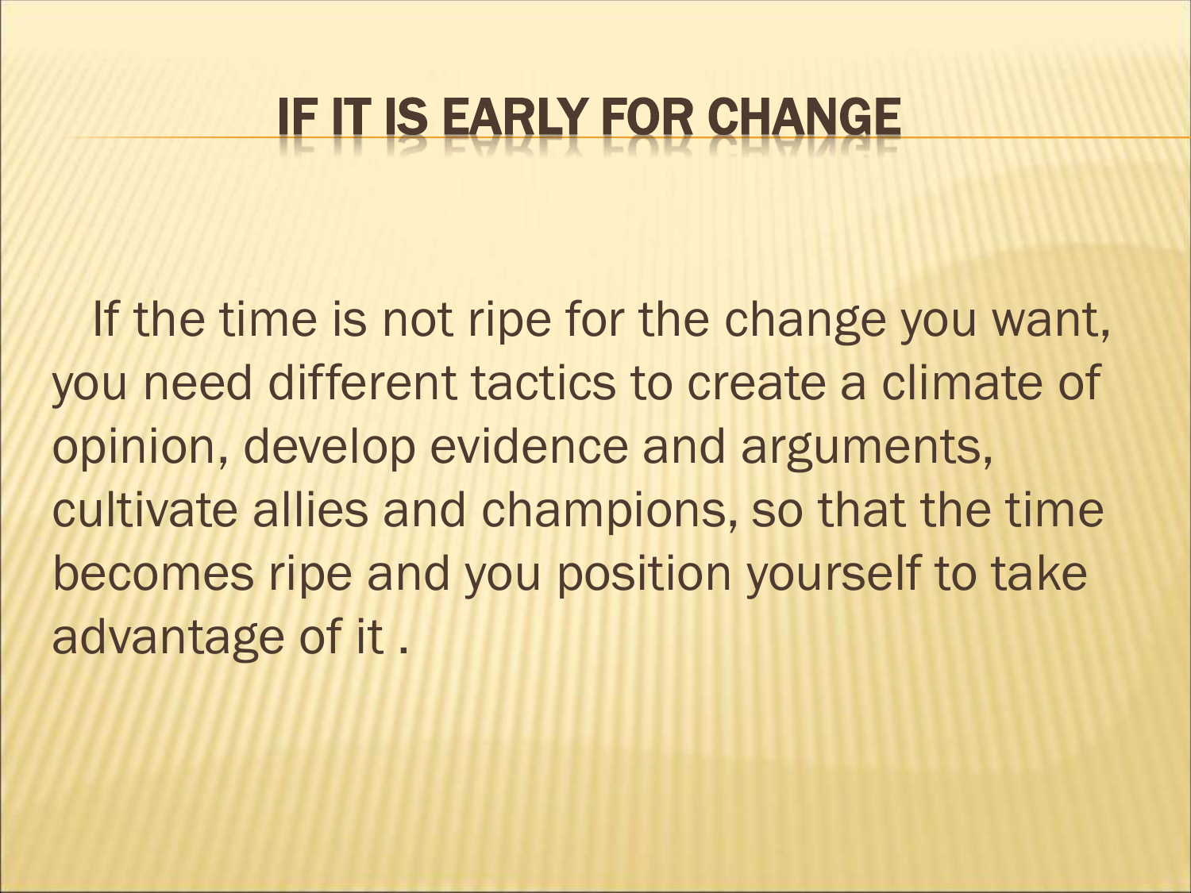# IF IT IS EARLY FOR CHANGE

If the time is not ripe for the change you want, you need different tactics to create a climate of opinion, develop evidence and arguments, cultivate allies and champions, so that the time becomes ripe and you position yourself to take advantage of it .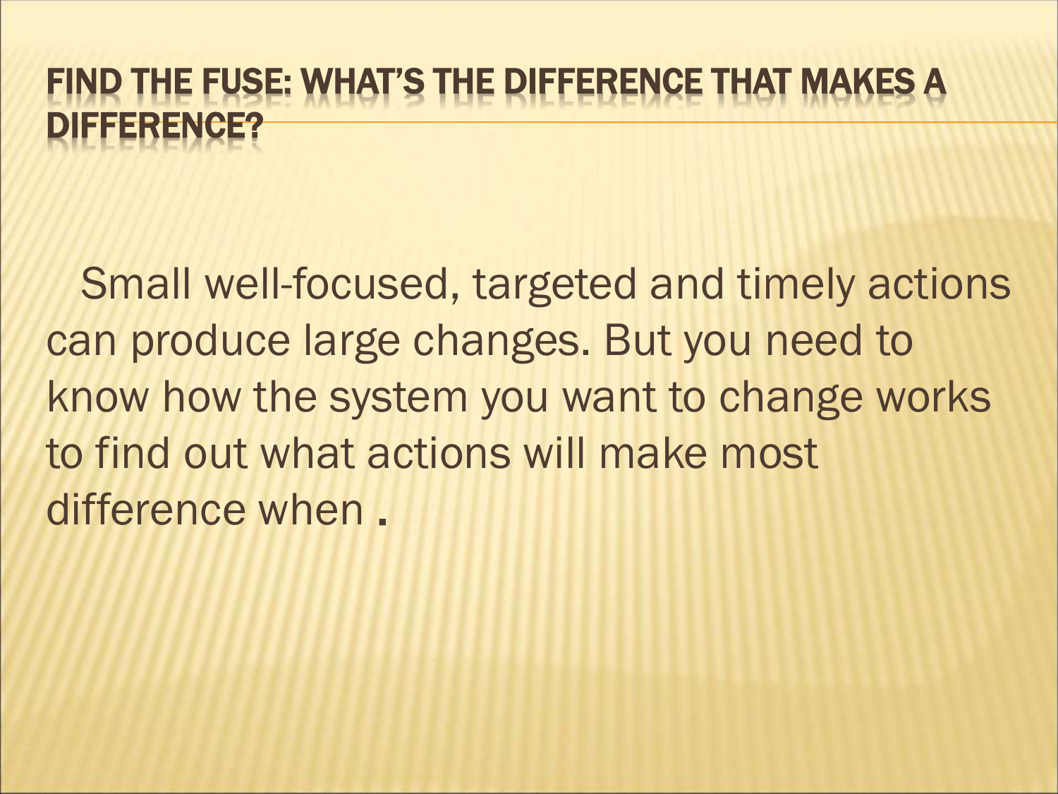## FIND THE FUSE: WHAT'S THE DIFFERENCE THAT MAKES A DIFFERENCE?

Small well-focused, targeted and timely actions can produce large changes. But you need to know how the system you want to change works to find out what actions will make most difference when .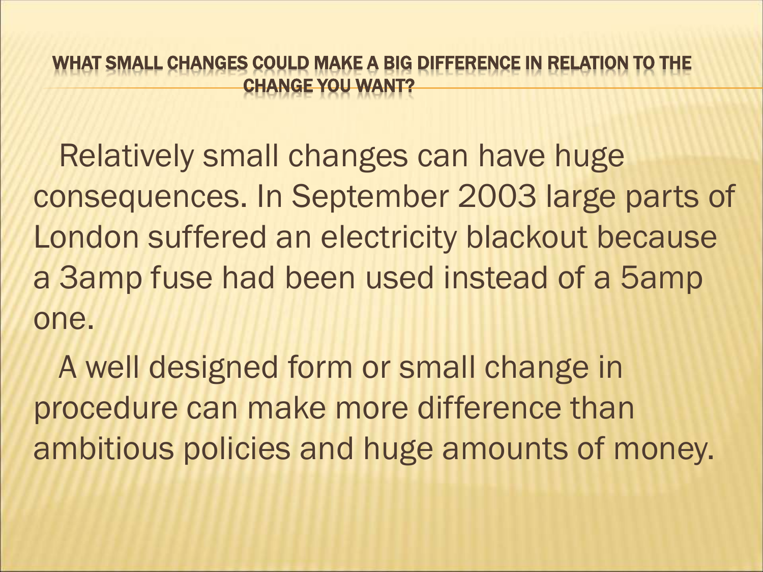# WHAT SMALL CHANGES COULD MAKE A BIG DIFFERENCE IN RELATION TO THE CHANGE YOU WANT?

Relatively small changes can have huge consequences. In September 2003 large parts of London suffered an electricity blackout because a 3amp fuse had been used instead of a 5amp one.

A well designed form or small change in procedure can make more difference than ambitious policies and huge amounts of money.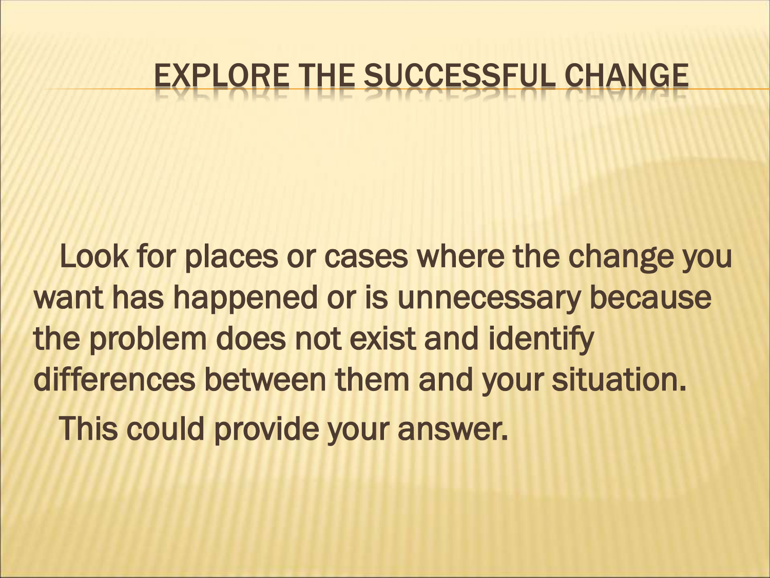# EXPLORE THE SUCCESSFUL CHANGE

Look for places or cases where the change you want has happened or is unnecessary because the problem does not exist and identify differences between them and your situation.

This could provide your answer.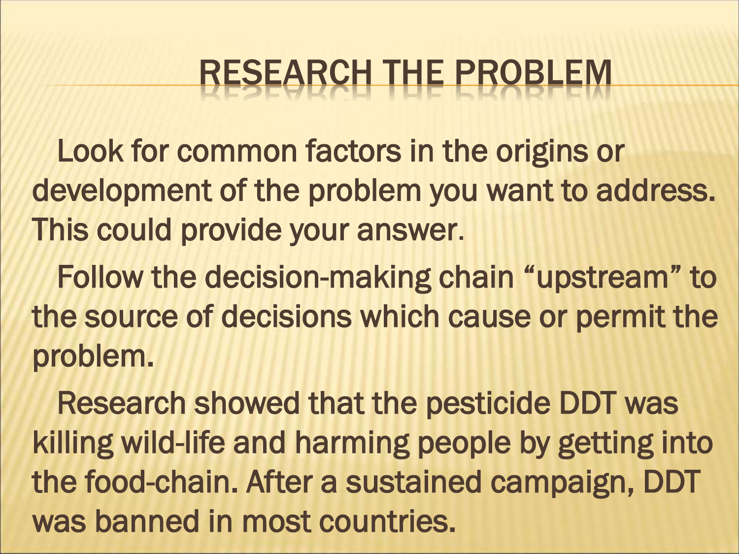# RESEARCH THE PROBLEM

Look for common factors in the origins or development of the problem you want to address. This could provide your answer.

Follow the decision-making chain “upstream” to the source of decisions which cause or permit the problem.

Research showed that the pesticide DDT was killing wild-life and harming people by getting into the food-chain. After a sustained campaign, DDT was banned in most countries.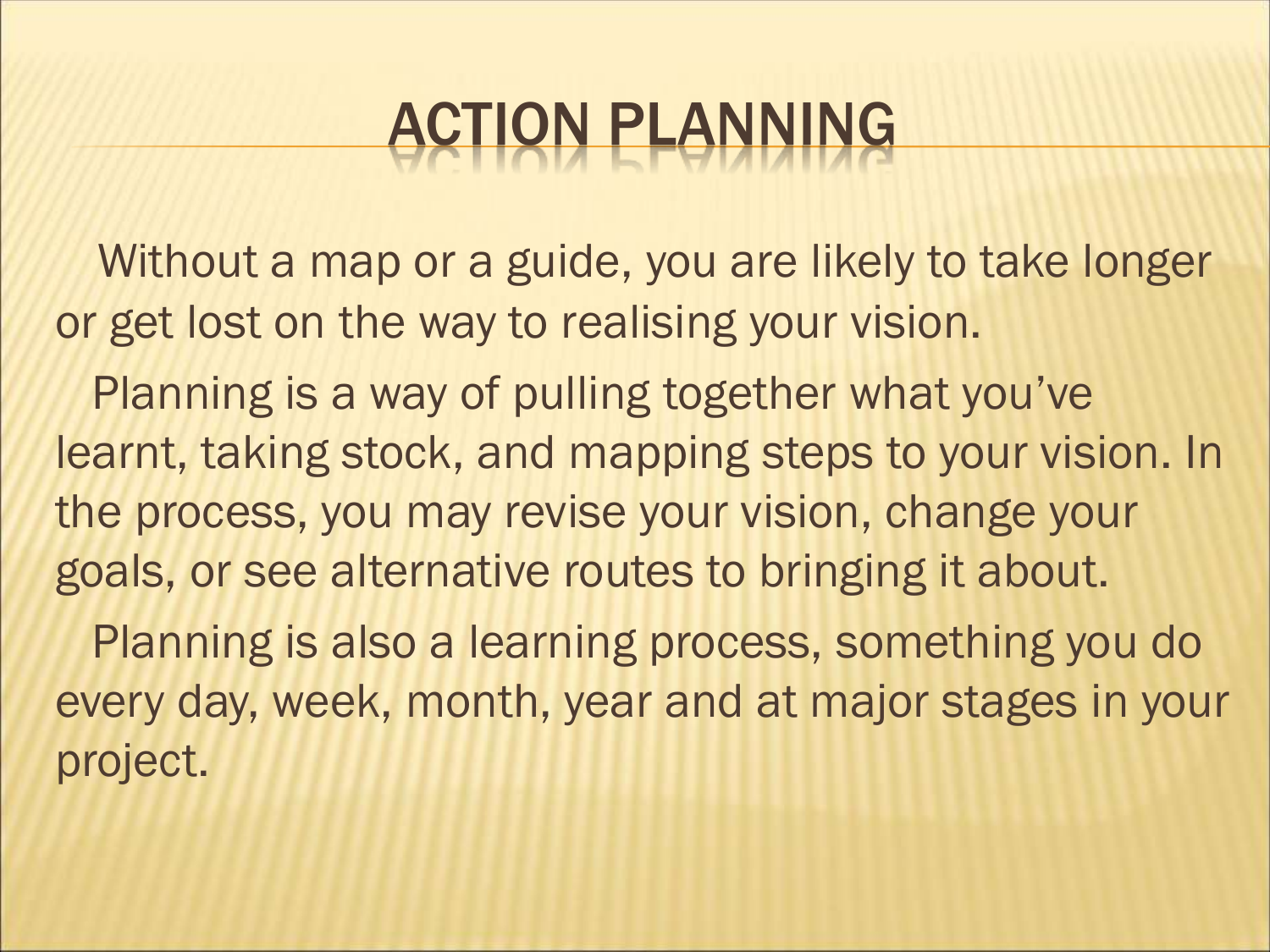# ACTION PLANNING

Without a map or a guide, you are likely to take longer or get lost on the way to realising your vision.

Planning is a way of pulling together what you've learnt, taking stock, and mapping steps to your vision. In the process, you may revise your vision, change your goals, or see alternative routes to bringing it about.

Planning is also a learning process, something you do every day, week, month, year and at major stages in your project.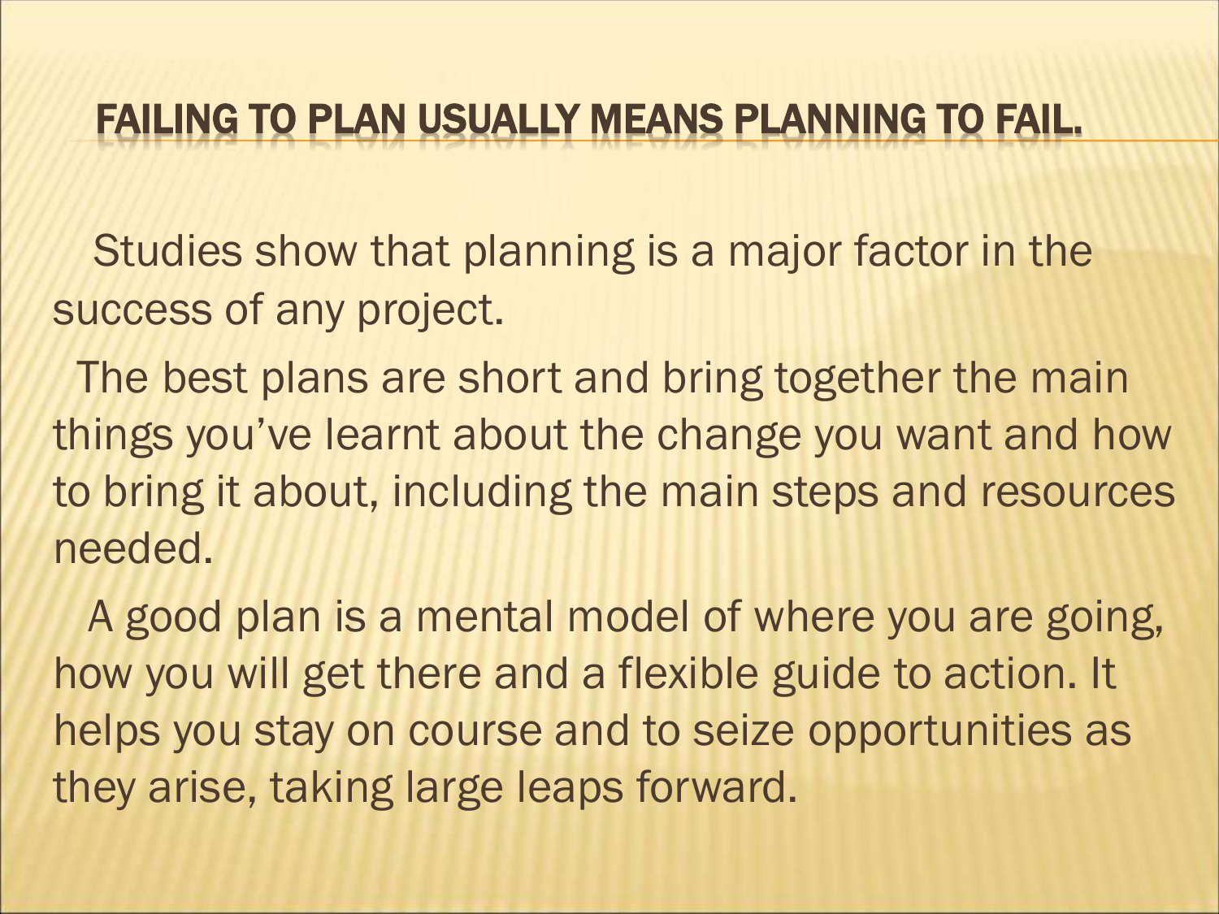# FAILING TO PLAN USUALLY MEANS PLANNING TO FAIL.

Studies show that planning is a major factor in the success of any project.

The best plans are short and bring together the main things you've learnt about the change you want and how to bring it about, including the main steps and resources needed.

A good plan is a mental model of where you are going, how you will get there and a flexible guide to action. It helps you stay on course and to seize opportunities as they arise, taking large leaps forward.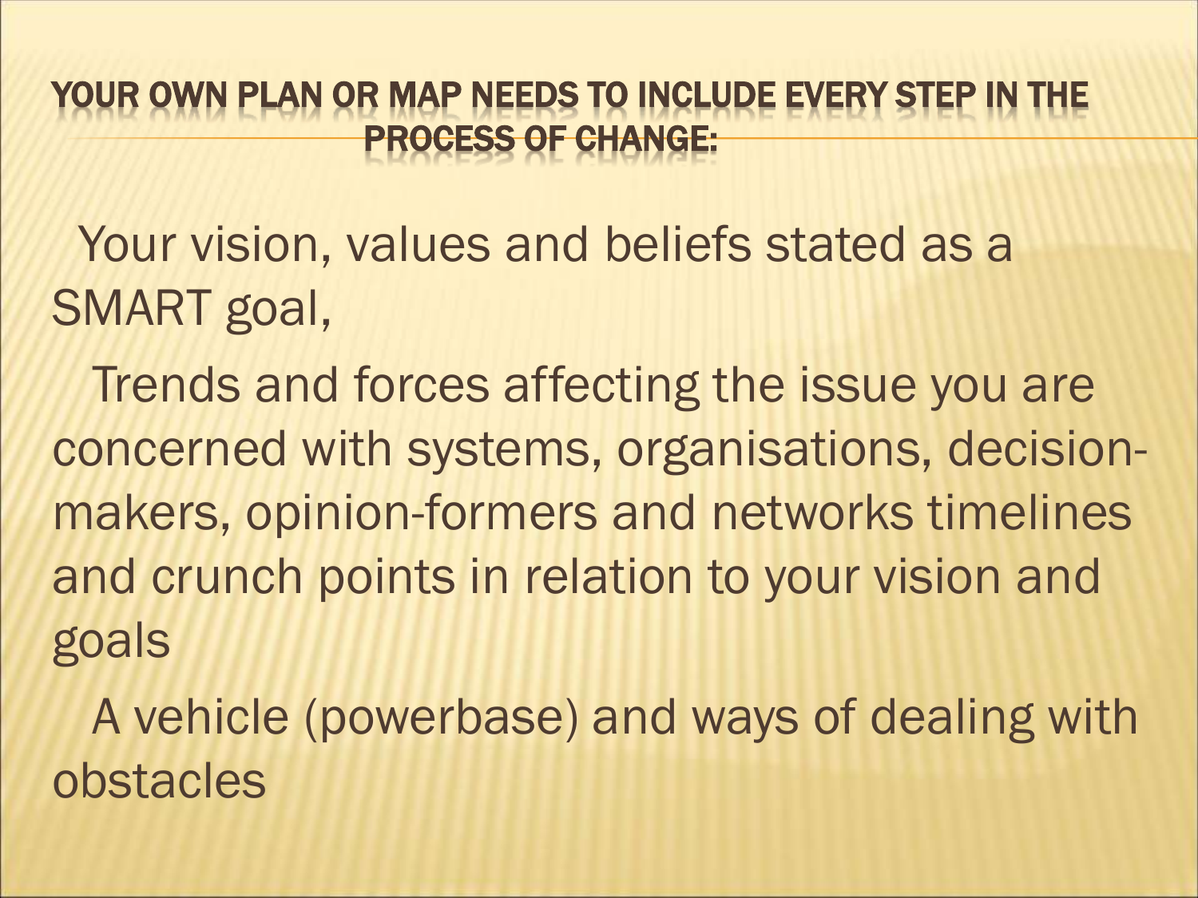## YOUR OWN PLAN OR MAP NEEDS TO INCLUDE EVERY STEP IN THE PROCESS OF CHANGE:

Your vision, values and beliefs stated as a SMART goal,

Trends and forces affecting the issue you are concerned with systems, organisations, decision-makers, opinion-formers and networks timelines and crunch points in relation to your vision and goals

A vehicle (powerbase) and ways of dealing with obstacles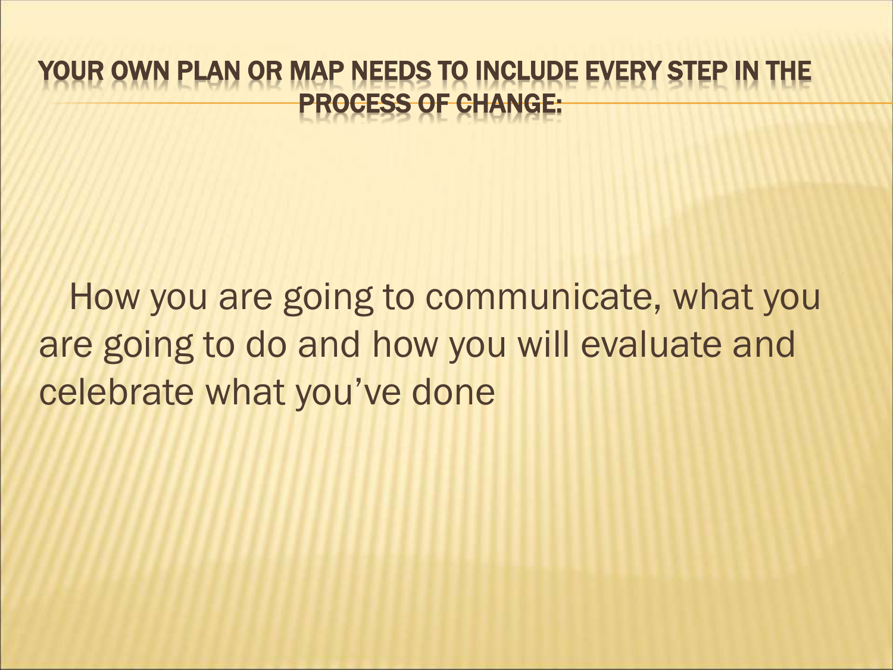# YOUR OWN PLAN OR MAP NEEDS TO INCLUDE EVERY STEP IN THE PROCESS OF CHANGE:

How you are going to communicate, what you are going to do and how you will evaluate and celebrate what you've done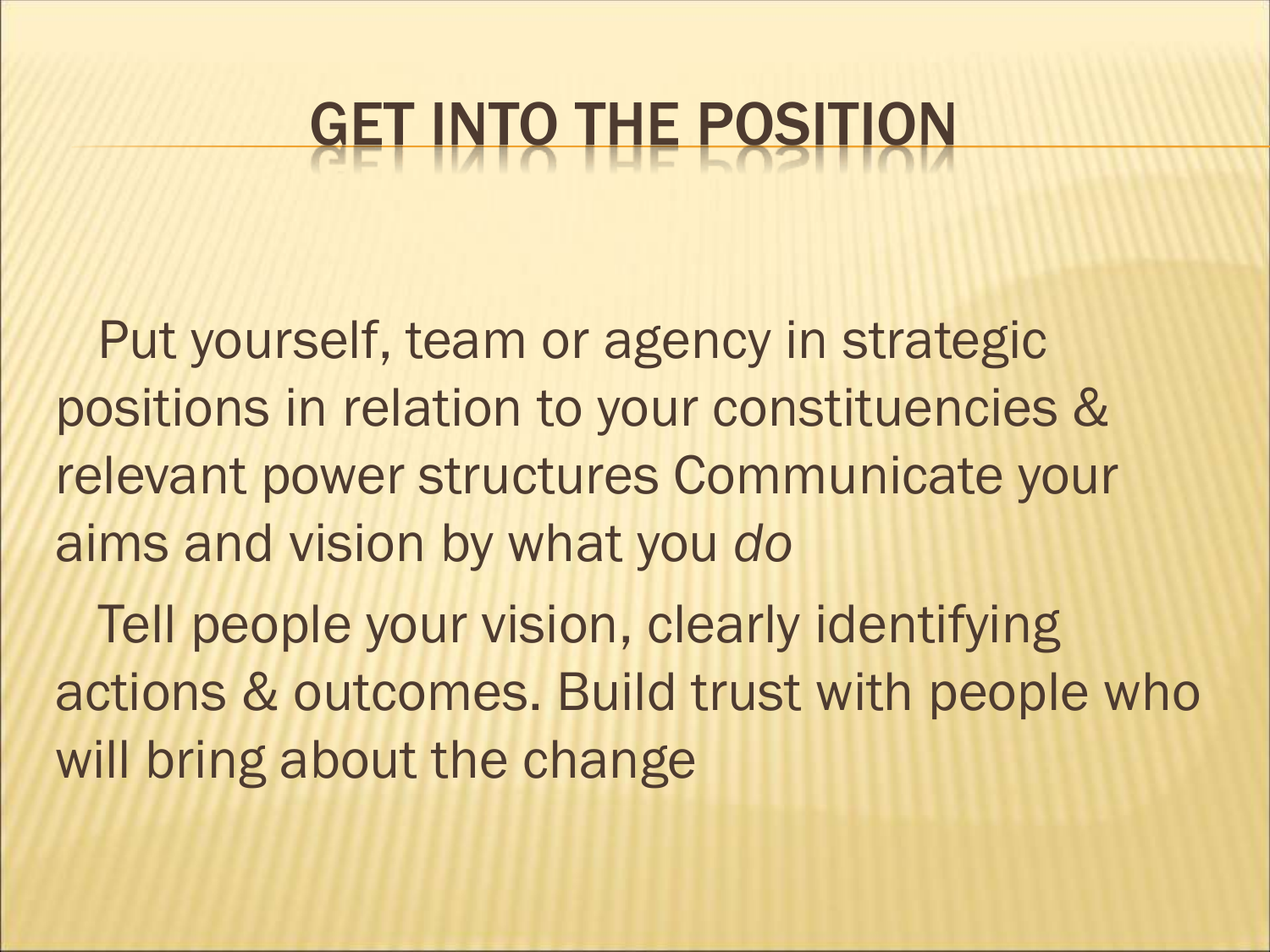# GET INTO THE POSITION

Put yourself, team or agency in strategic positions in relation to your constituencies & relevant power structures Communicate your aims and vision by what you *do*

Tell people your vision, clearly identifying actions & outcomes. Build trust with people who will bring about the change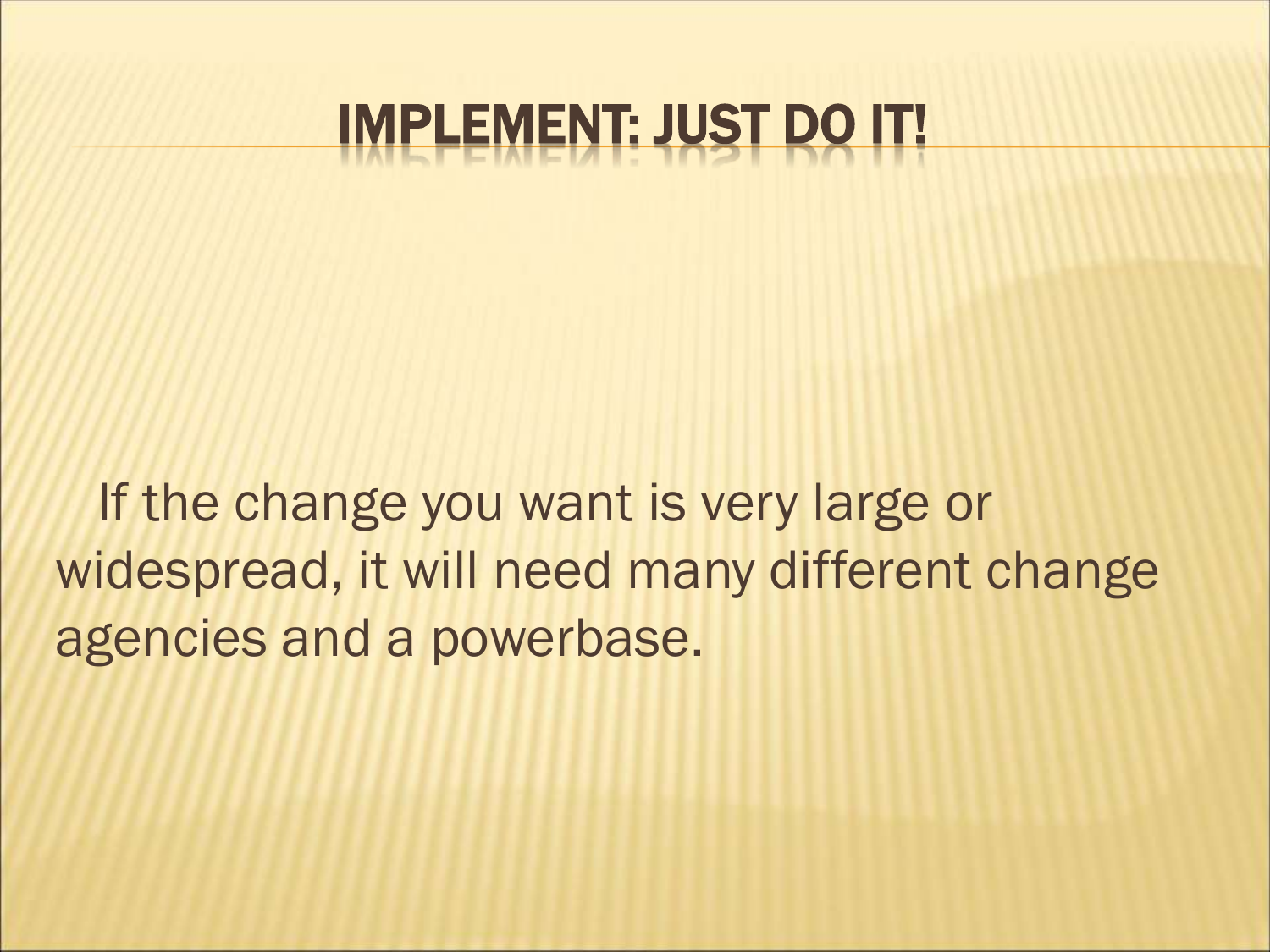# IMPLEMENT: JUST DO IT!

If the change you want is very large or widespread, it will need many different change agencies and a powerbase.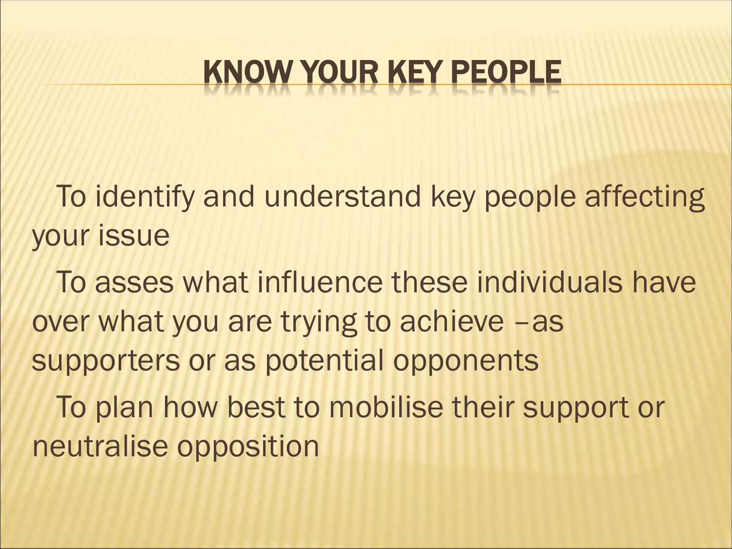# KNOW YOUR KEY PEOPLE

- To identify and understand key people affecting your issue
- To asses what influence these individuals have over what you are trying to achieve –as supporters or as potential opponents
- To plan how best to mobilise their support or neutralise opposition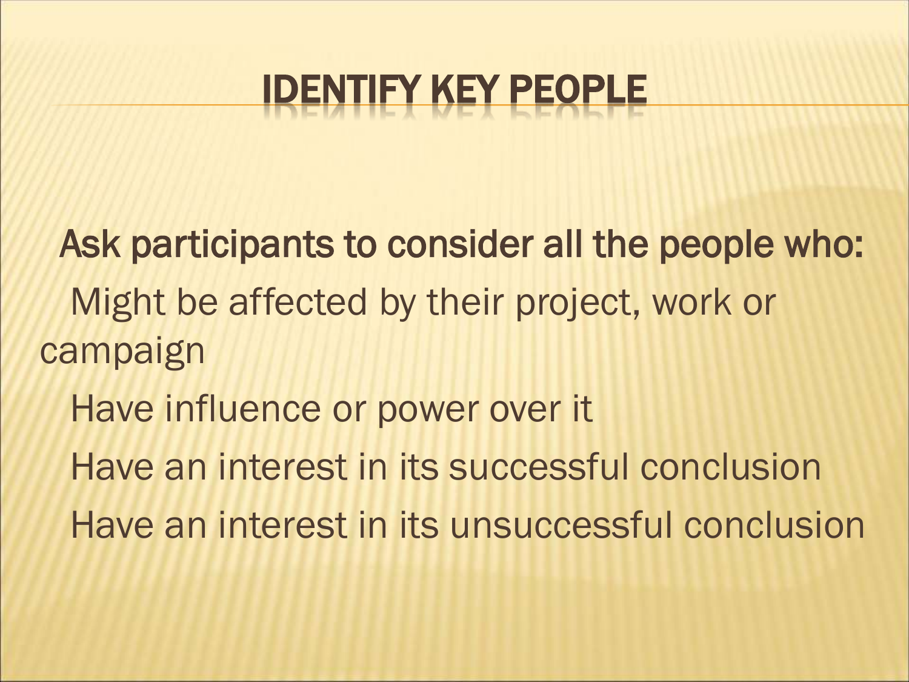# IDENTIFY KEY PEOPLE

**Ask participants to consider all the people who:**

- Might be affected by their project, work or campaign
- Have influence or power over it
- Have an interest in its successful conclusion
- Have an interest in its unsuccessful conclusion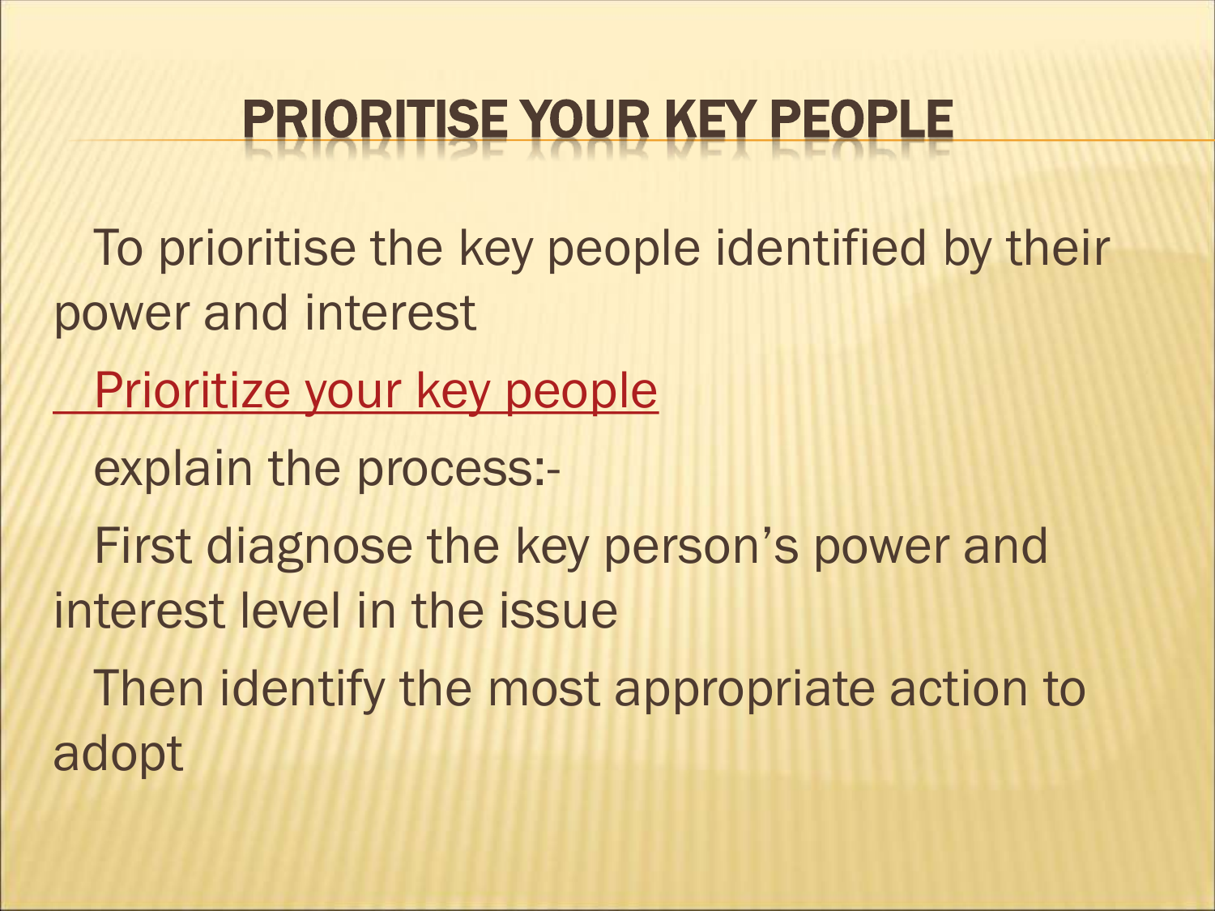# PRIORITISE YOUR KEY PEOPLE

To prioritise the key people identified by their power and interest

Prioritize your key people

explain the process:-

First diagnose the key person's power and interest level in the issue

Then identify the most appropriate action to adopt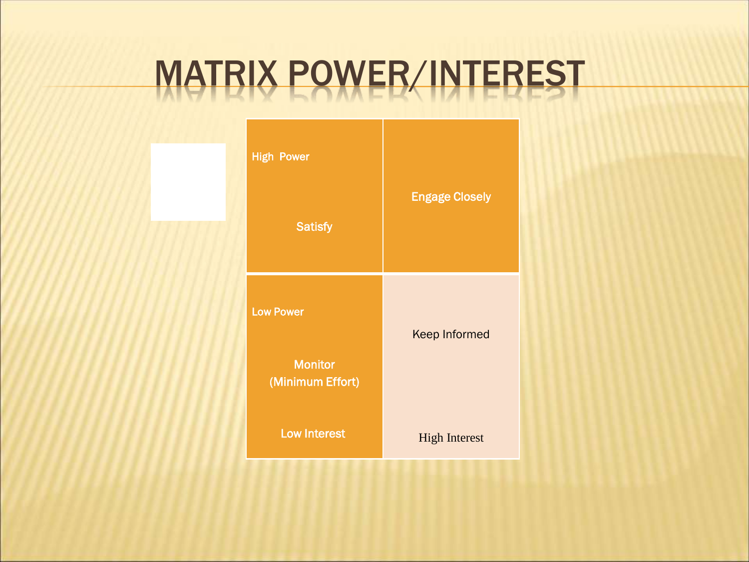# MATRIX POWER/INTEREST

| | |
|---|---|
| High Power<br><br>Satisfy | Engage Closely |
| Low Power<br><br>Monitor (Minimum Effort)<br><br>Low Interest | Keep Informed<br><br>High Interest |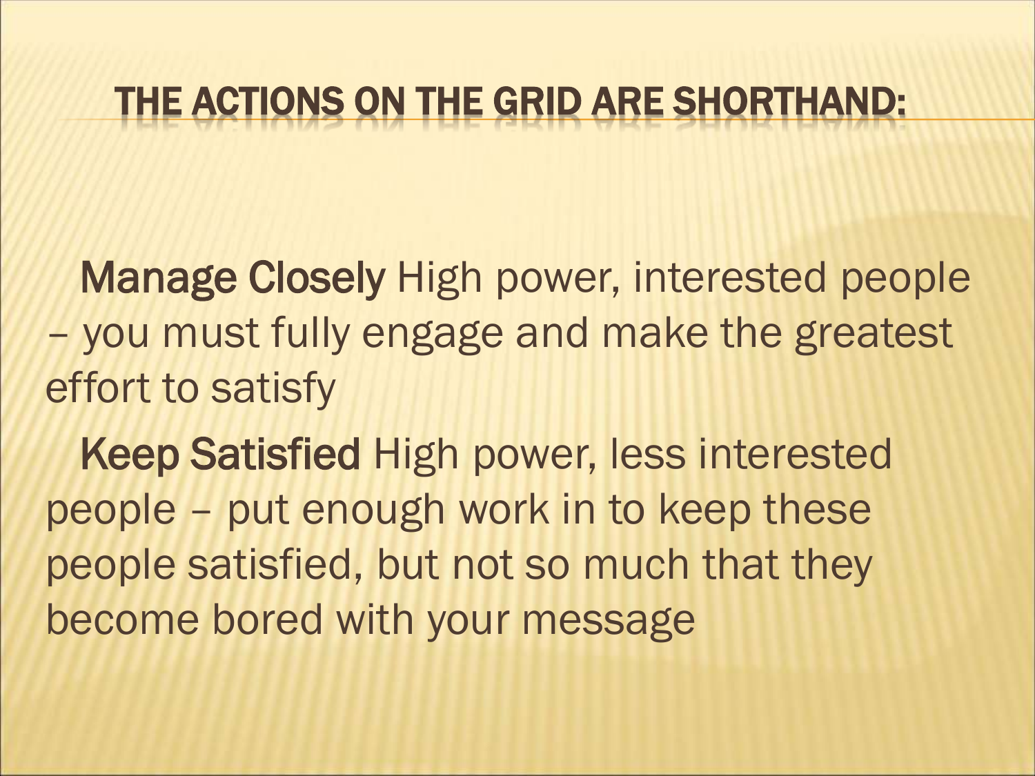# THE ACTIONS ON THE GRID ARE SHORTHAND:

**Manage Closely** High power, interested people – you must fully engage and make the greatest effort to satisfy

**Keep Satisfied** High power, less interested people – put enough work in to keep these people satisfied, but not so much that they become bored with your message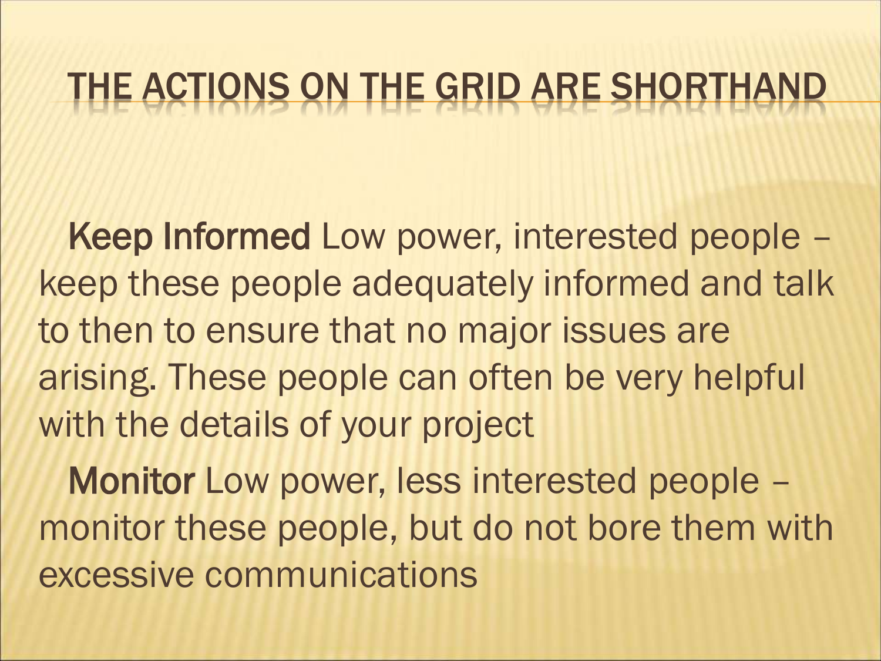# THE ACTIONS ON THE GRID ARE SHORTHAND

**Keep Informed** Low power, interested people – keep these people adequately informed and talk to then to ensure that no major issues are arising. These people can often be very helpful with the details of your project

**Monitor** Low power, less interested people – monitor these people, but do not bore them with excessive communications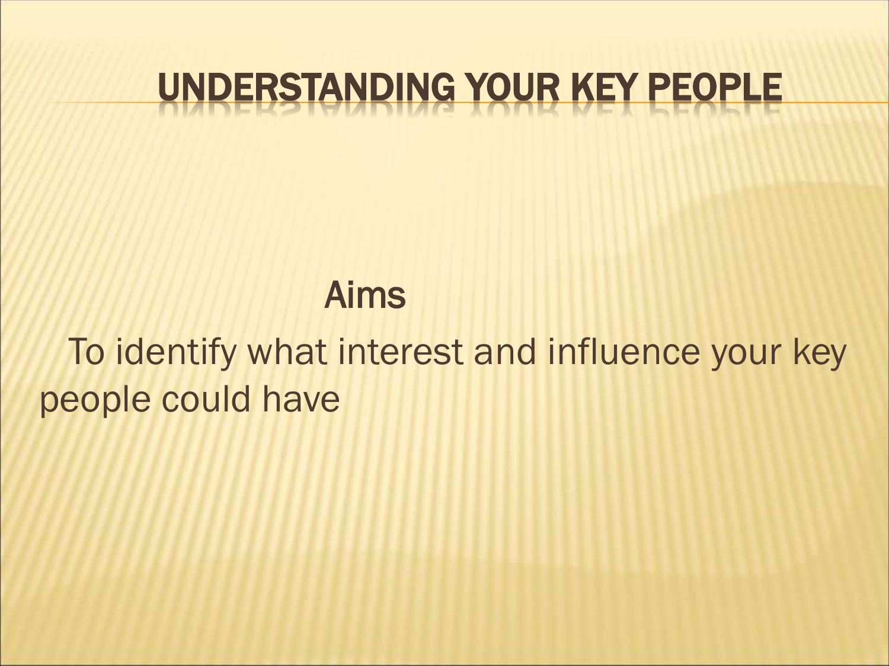# UNDERSTANDING YOUR KEY PEOPLE

## Aims

To identify what interest and influence your key people could have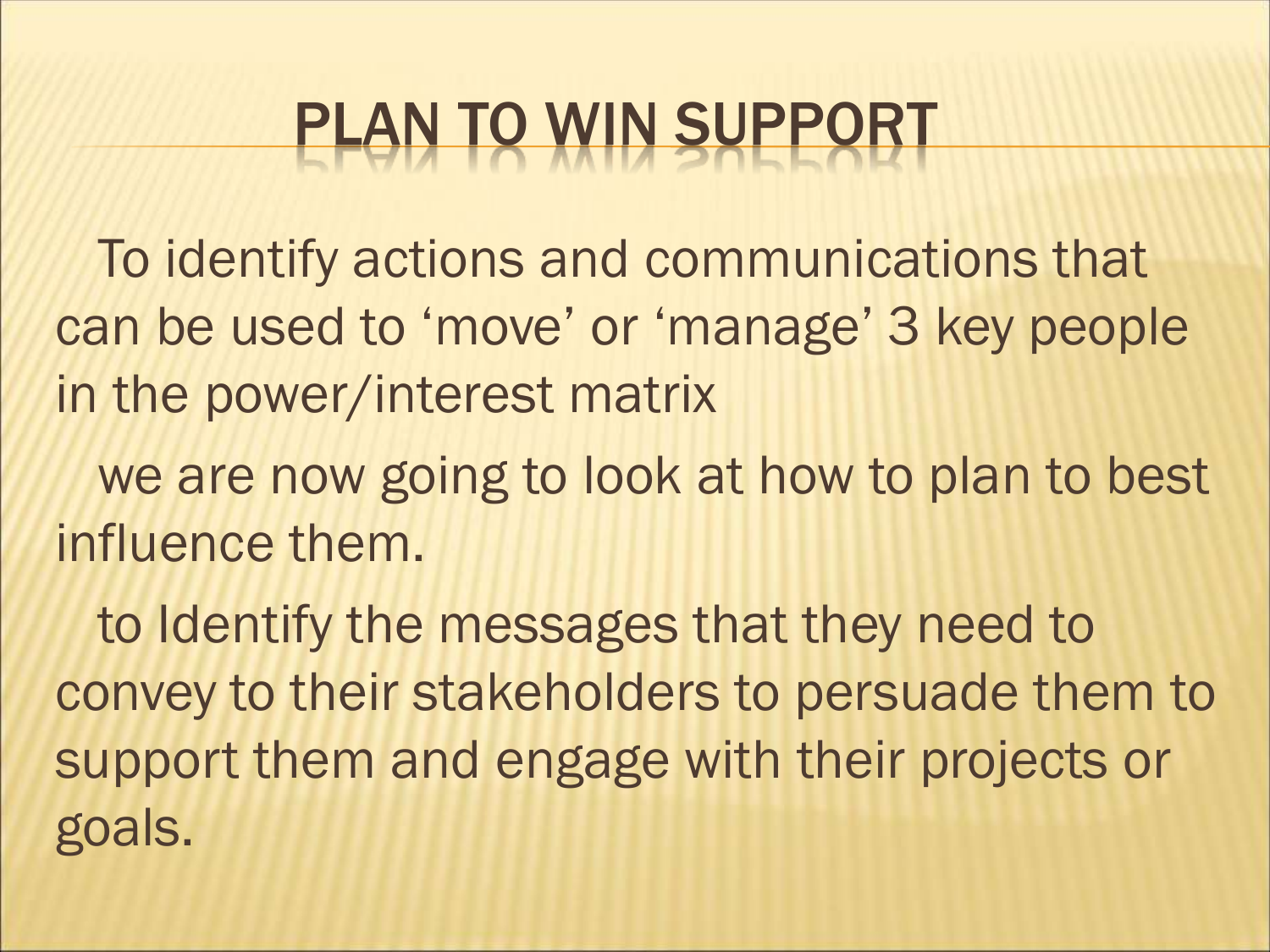# PLAN TO WIN SUPPORT

To identify actions and communications that can be used to ‘move’ or ‘manage’ 3 key people in the power/interest matrix

we are now going to look at how to plan to best influence them.

to Identify the messages that they need to convey to their stakeholders to persuade them to support them and engage with their projects or goals.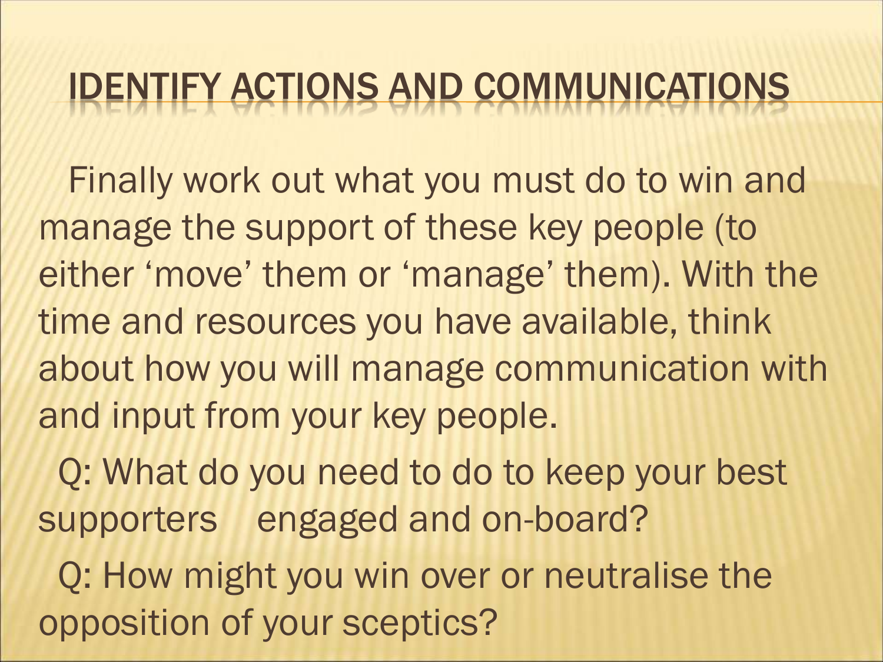# IDENTIFY ACTIONS AND COMMUNICATIONS

Finally work out what you must do to win and manage the support of these key people (to either ‘move’ them or ‘manage’ them). With the time and resources you have available, think about how you will manage communication with and input from your key people.

Q: What do you need to do to keep your best supporters engaged and on-board?

Q: How might you win over or neutralise the opposition of your sceptics?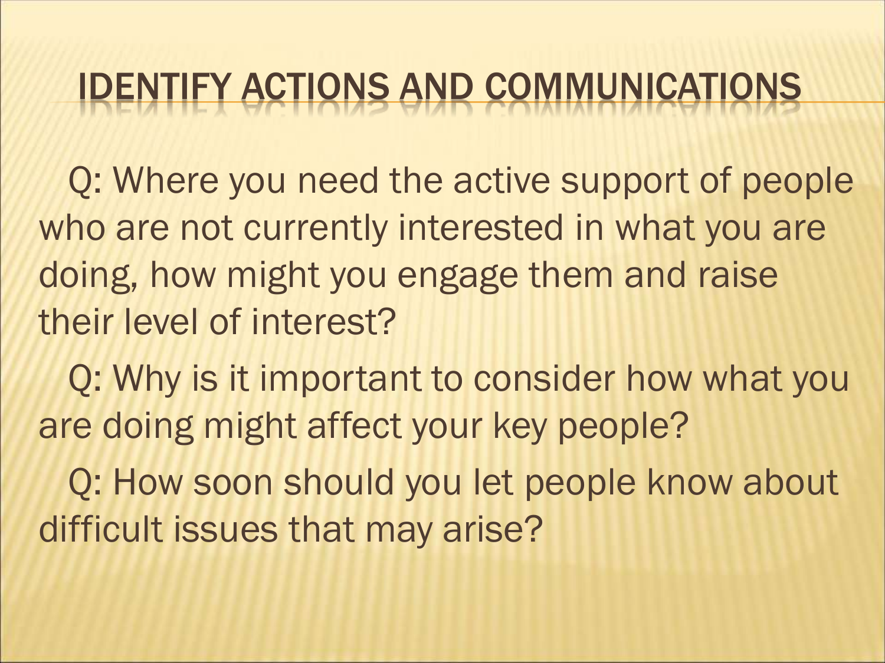# IDENTIFY ACTIONS AND COMMUNICATIONS

Q: Where you need the active support of people who are not currently interested in what you are doing, how might you engage them and raise their level of interest?

Q: Why is it important to consider how what you are doing might affect your key people?

Q: How soon should you let people know about difficult issues that may arise?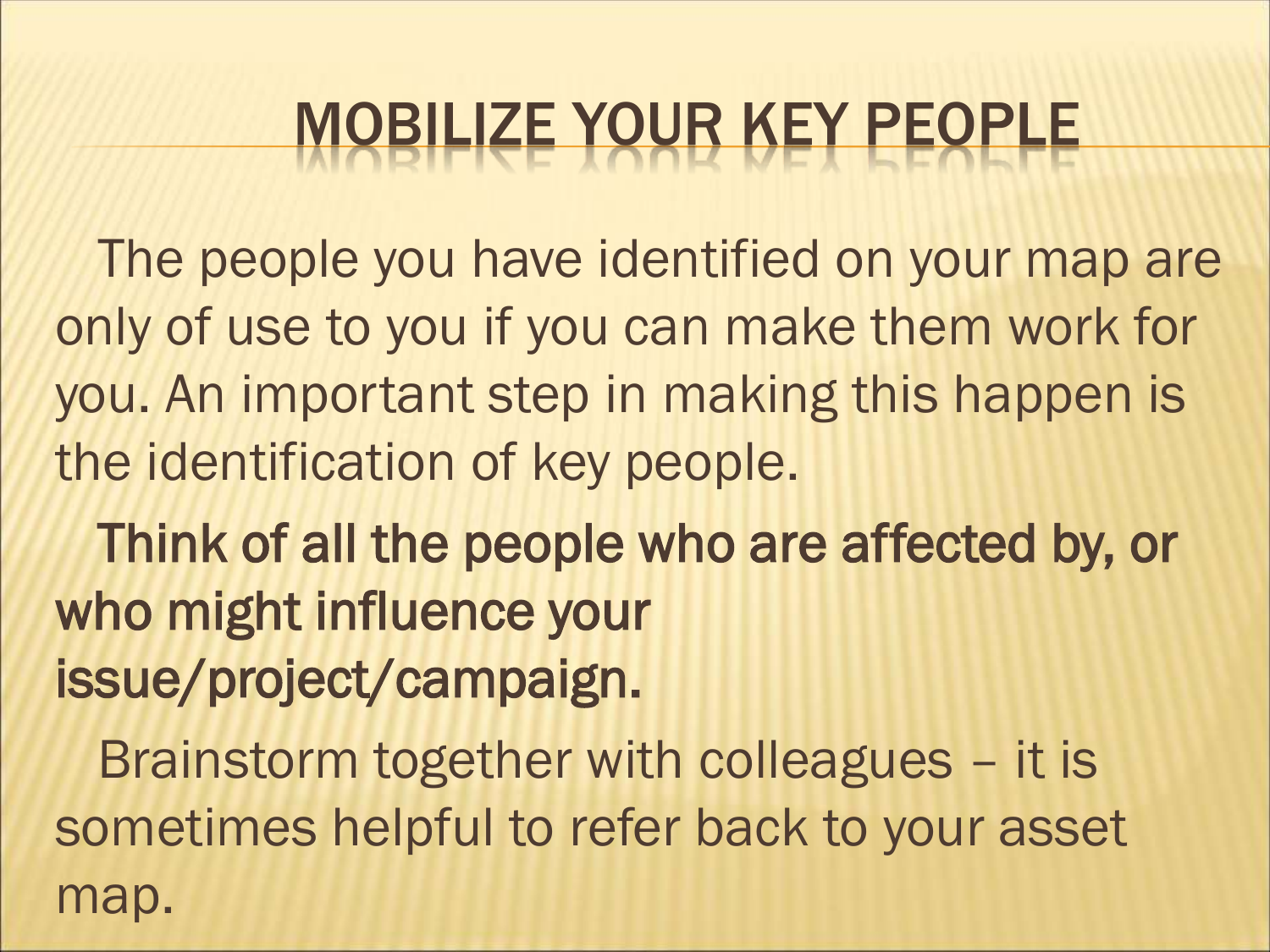# MOBILIZE YOUR KEY PEOPLE

The people you have identified on your map are only of use to you if you can make them work for you. An important step in making this happen is the identification of key people.

**Think of all the people who are affected by, or who might influence your issue/project/campaign.**

Brainstorm together with colleagues – it is sometimes helpful to refer back to your asset map.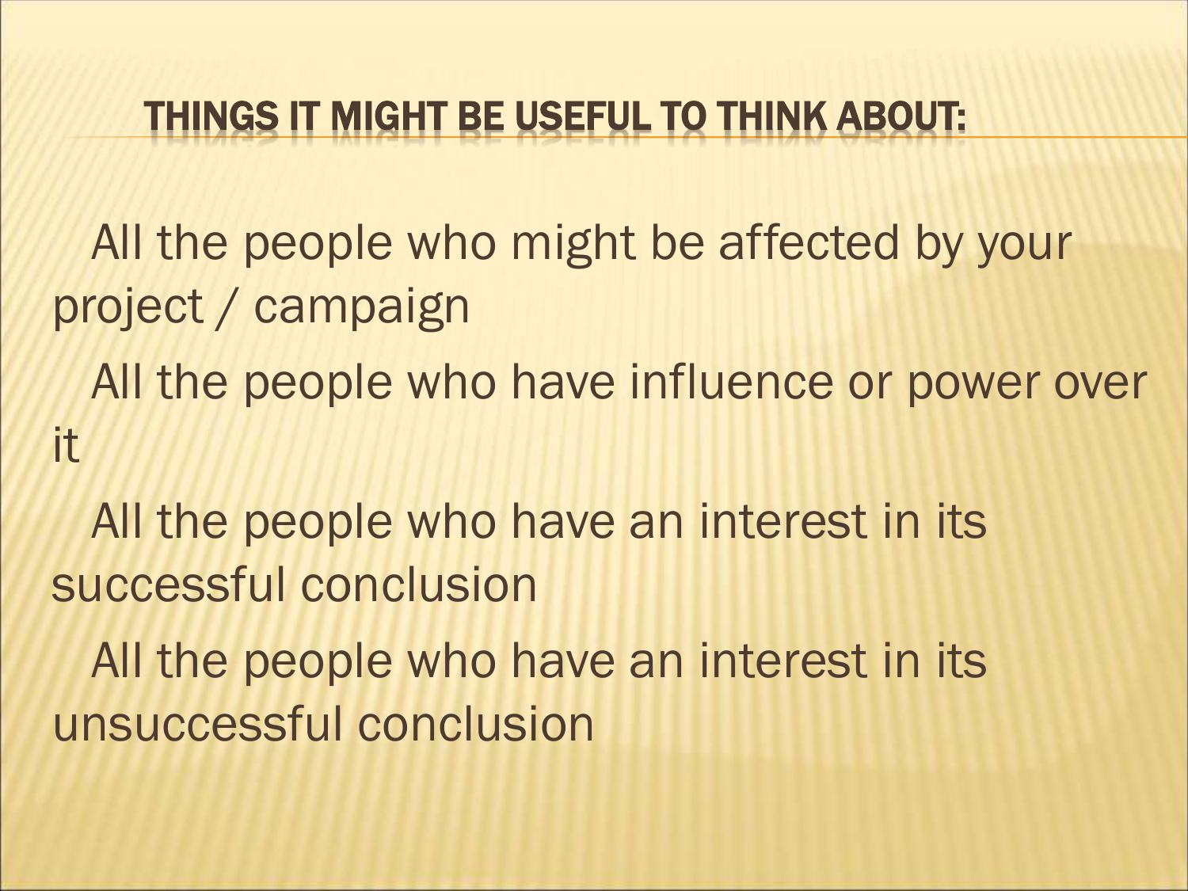## THINGS IT MIGHT BE USEFUL TO THINK ABOUT:

- All the people who might be affected by your project / campaign
- All the people who have influence or power over it
- All the people who have an interest in its successful conclusion
- All the people who have an interest in its unsuccessful conclusion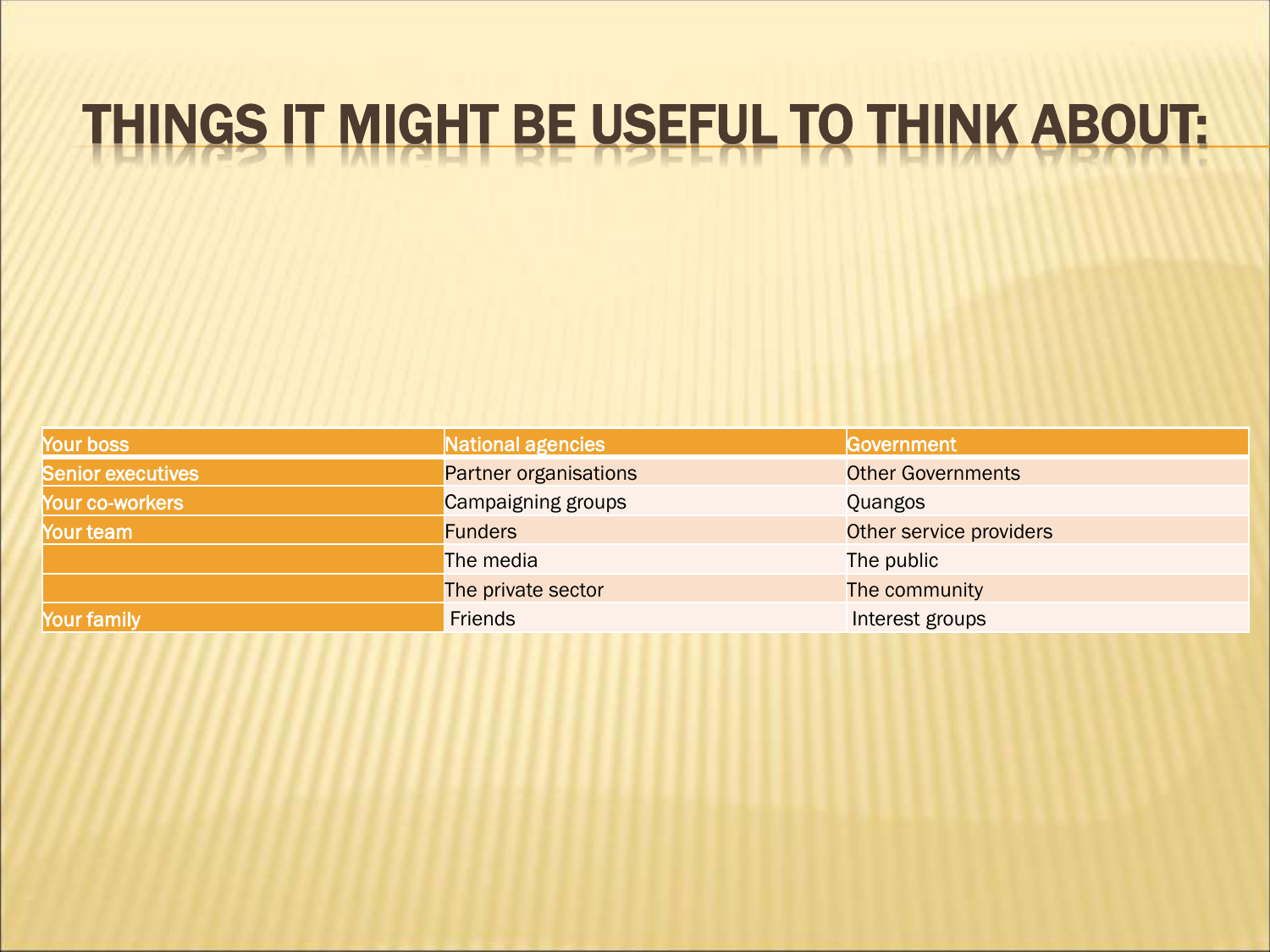# THINGS IT MIGHT BE USEFUL TO THINK ABOUT:

| Your boss | National agencies | Government |
|---|---|---|
| Senior executives | Partner organisations | Other Governments |
| Your co-workers | Campaigning groups | Quangos |
| Your team | Funders | Other service providers |
| | The media | The public |
| | The private sector | The community |
| Your family | Friends | Interest groups |